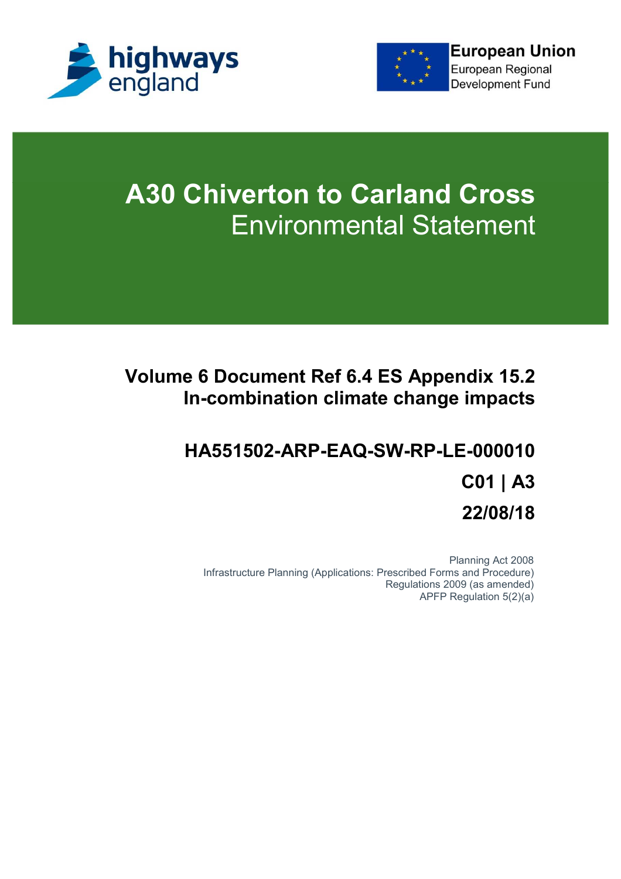highways england

European Union
European Regional Development Fund

# A30 Chiverton to Carland Cross
## Environmental Statement

### Volume 6 Document Ref 6.4 ES Appendix 15.2
### In-combination climate change impacts

**HA551502-ARP-EAQ-SW-RP-LE-000010**

**C01 | A3**

**22/08/18**

Planning Act 2008
Infrastructure Planning (Applications: Prescribed Forms and Procedure) Regulations 2009 (as amended)
APFP Regulation 5(2)(a)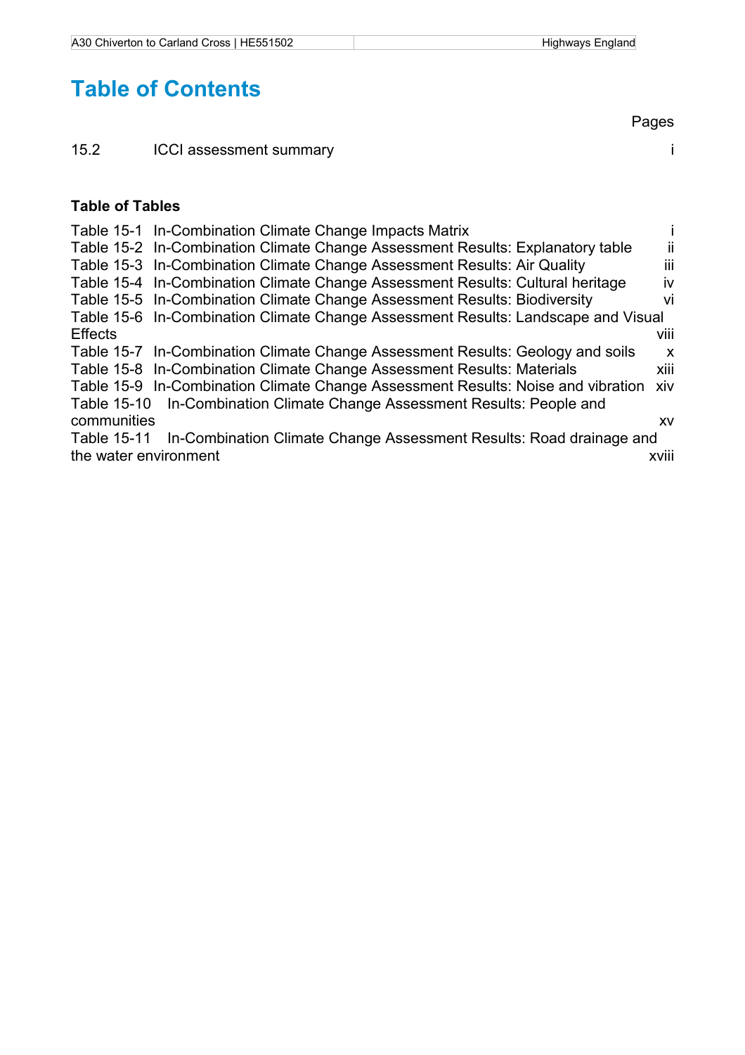# Table of Contents

Pages

15.2 ICCI assessment summary i

**Table of Tables**

Table 15-1 In-Combination Climate Change Impacts Matrix i
Table 15-2 In-Combination Climate Change Assessment Results: Explanatory table ii
Table 15-3 In-Combination Climate Change Assessment Results: Air Quality iii
Table 15-4 In-Combination Climate Change Assessment Results: Cultural heritage iv
Table 15-5 In-Combination Climate Change Assessment Results: Biodiversity vi
Table 15-6 In-Combination Climate Change Assessment Results: Landscape and Visual Effects viii
Table 15-7 In-Combination Climate Change Assessment Results: Geology and soils x
Table 15-8 In-Combination Climate Change Assessment Results: Materials xiii
Table 15-9 In-Combination Climate Change Assessment Results: Noise and vibration xiv
Table 15-10 In-Combination Climate Change Assessment Results: People and communities xv
Table 15-11 In-Combination Climate Change Assessment Results: Road drainage and the water environment xviii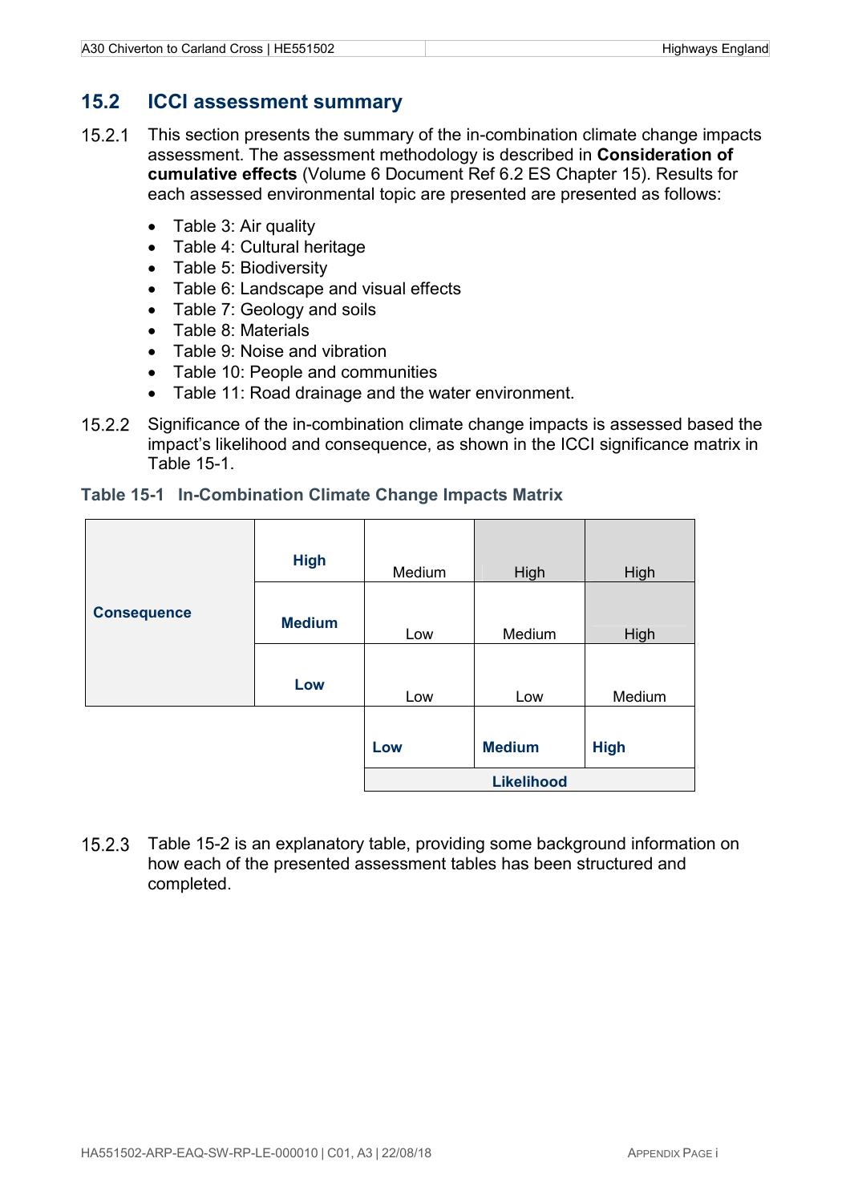## 15.2 ICCI assessment summary

15.2.1 This section presents the summary of the in-combination climate change impacts assessment. The assessment methodology is described in **Consideration of cumulative effects** (Volume 6 Document Ref 6.2 ES Chapter 15). Results for each assessed environmental topic are presented are presented as follows:

- Table 3: Air quality
- Table 4: Cultural heritage
- Table 5: Biodiversity
- Table 6: Landscape and visual effects
- Table 7: Geology and soils
- Table 8: Materials
- Table 9: Noise and vibration
- Table 10: People and communities
- Table 11: Road drainage and the water environment.

15.2.2 Significance of the in-combination climate change impacts is assessed based the impact's likelihood and consequence, as shown in the ICCI significance matrix in Table 15-1.

**Table 15-1 In-Combination Climate Change Impacts Matrix**

| | | | | |
|---|---|---|---|---|
| **Consequence** | **High** | Medium | High | High |
| | **Medium** | Low | Medium | High |
| | **Low** | Low | Low | Medium |
| | | **Low** | **Medium** | **High** |
| | | **Likelihood** | | |

15.2.3 Table 15-2 is an explanatory table, providing some background information on how each of the presented assessment tables has been structured and completed.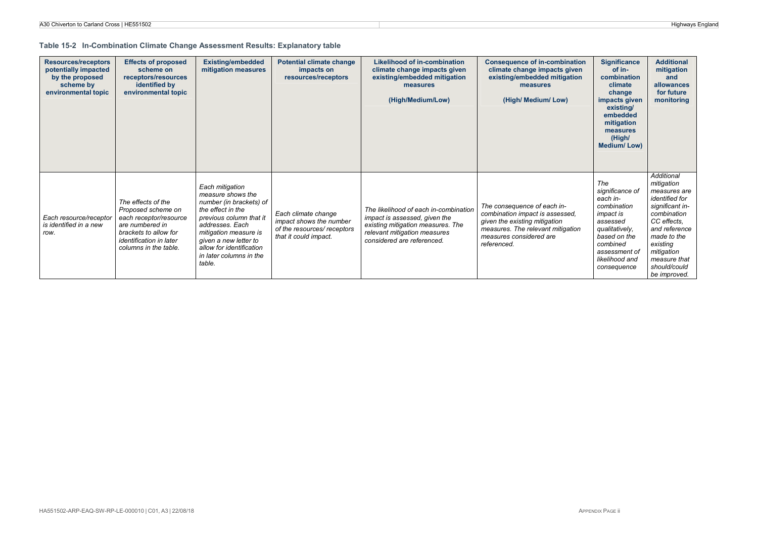**Table 15-2 In-Combination Climate Change Assessment Results: Explanatory table**

| Resources/receptors potentially impacted by the proposed scheme by environmental topic | Effects of proposed scheme on receptors/resources identified by environmental topic | Existing/embedded mitigation measures | Potential climate change impacts on resources/receptors | Likelihood of in-combination climate change impacts given existing/embedded mitigation measures (High/Medium/Low) | Consequence of in-combination climate change impacts given existing/embedded mitigation measures (High/ Medium/ Low) | Significance of in-combination climate change impacts given existing/ embedded mitigation measures (High/ Medium/ Low) | Additional mitigation and allowances for future monitoring |
|---|---|---|---|---|---|---|---|
| *Each resource/receptor is identified in a new row.* | *The effects of the Proposed scheme on each receptor/resource are numbered in brackets to allow for identification in later columns in the table.* | *Each mitigation measure shows the number (in brackets) of the effect in the previous column that it addresses. Each mitigation measure is given a new letter to allow for identification in later columns in the table.* | *Each climate change impact shows the number of the resources/ receptors that it could impact.* | *The likelihood of each in-combination impact is assessed, given the existing mitigation measures. The relevant mitigation measures considered are referenced.* | *The consequence of each in-combination impact is assessed, given the existing mitigation measures. The relevant mitigation measures considered are referenced.* | *The significance of each in-combination impact is assessed qualitatively, based on the combined assessment of likelihood and consequence* | *Additional mitigation measures are identified for significant in-combination CC effects, and reference made to the existing mitigation measure that should/could be improved.* |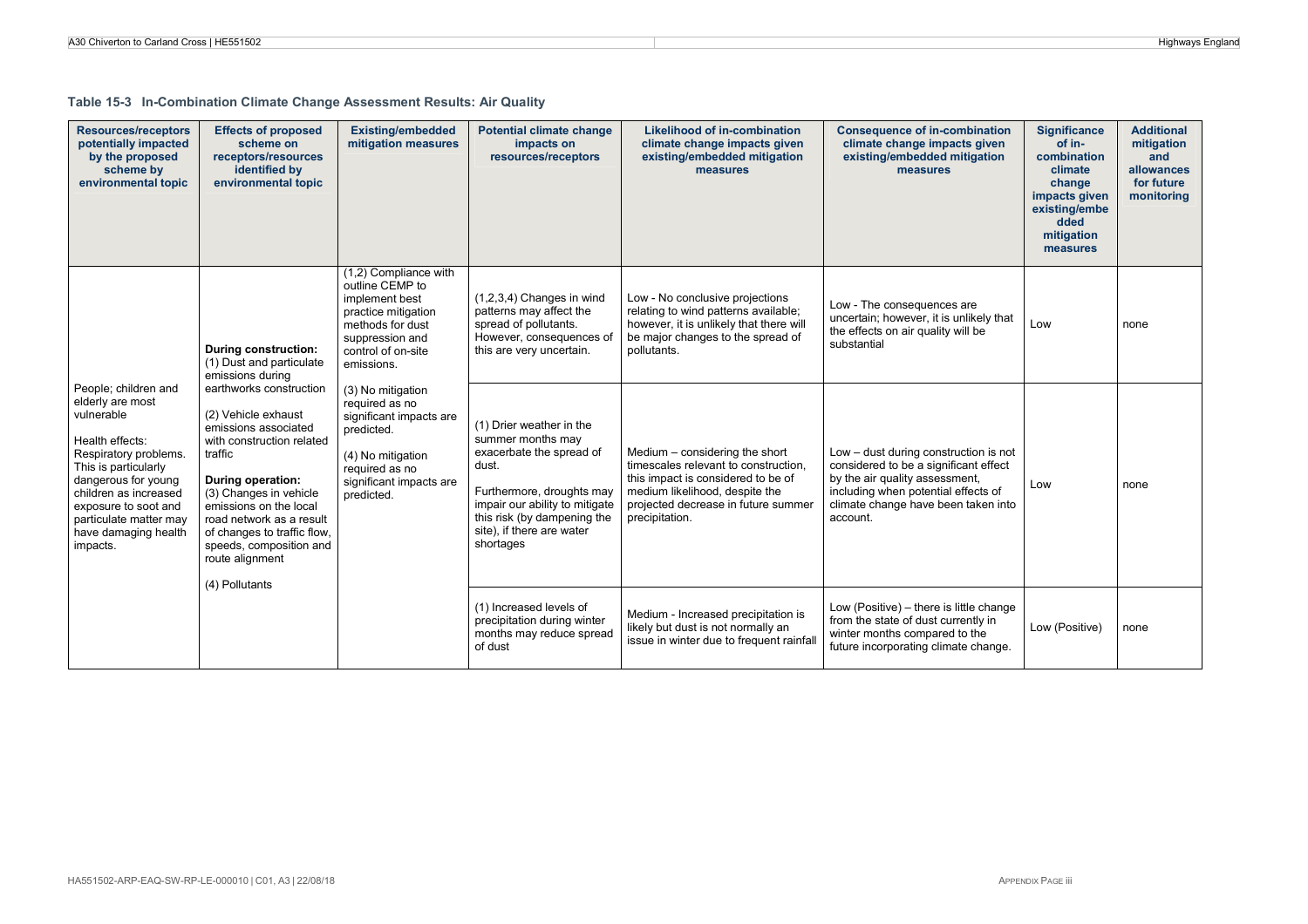**Table 15-3 In-Combination Climate Change Assessment Results: Air Quality**

| Resources/receptors potentially impacted by the proposed scheme by environmental topic | Effects of proposed scheme on receptors/resources identified by environmental topic | Existing/embedded mitigation measures | Potential climate change impacts on resources/receptors | Likelihood of in-combination climate change impacts given existing/embedded mitigation measures | Consequence of in-combination climate change impacts given existing/embedded mitigation measures | Significance of in-combination climate change impacts given existing/embedded mitigation measures | Additional mitigation and allowances for future monitoring |
|---|---|---|---|---|---|---|---|
| People; children and elderly are most vulnerable<br><br>Health effects: Respiratory problems. This is particularly dangerous for young children as increased exposure to soot and particulate matter may have damaging health impacts. | **During construction:**<br>(1) Dust and particulate emissions during earthworks construction<br><br>(2) Vehicle exhaust emissions associated with construction related traffic<br><br>**During operation:**<br>(3) Changes in vehicle emissions on the local road network as a result of changes to traffic flow, speeds, composition and route alignment<br><br>(4) Pollutants | (1,2) Compliance with outline CEMP to implement best practice mitigation methods for dust suppression and control of on-site emissions.<br><br>(3) No mitigation required as no significant impacts are predicted.<br><br>(4) No mitigation required as no significant impacts are predicted. | (1,2,3,4) Changes in wind patterns may affect the spread of pollutants. However, consequences of this are very uncertain. | Low - No conclusive projections relating to wind patterns available; however, it is unlikely that there will be major changes to the spread of pollutants. | Low - The consequences are uncertain; however, it is unlikely that the effects on air quality will be substantial | Low | none |
| | | | (1) Drier weather in the summer months may exacerbate the spread of dust.<br><br>Furthermore, droughts may impair our ability to mitigate this risk (by dampening the site), if there are water shortages | Medium – considering the short timescales relevant to construction, this impact is considered to be of medium likelihood, despite the projected decrease in future summer precipitation. | Low – dust during construction is not considered to be a significant effect by the air quality assessment, including when potential effects of climate change have been taken into account. | Low | none |
| | | | (1) Increased levels of precipitation during winter months may reduce spread of dust | Medium - Increased precipitation is likely but dust is not normally an issue in winter due to frequent rainfall | Low (Positive) – there is little change from the state of dust currently in winter months compared to the future incorporating climate change. | Low (Positive) | none |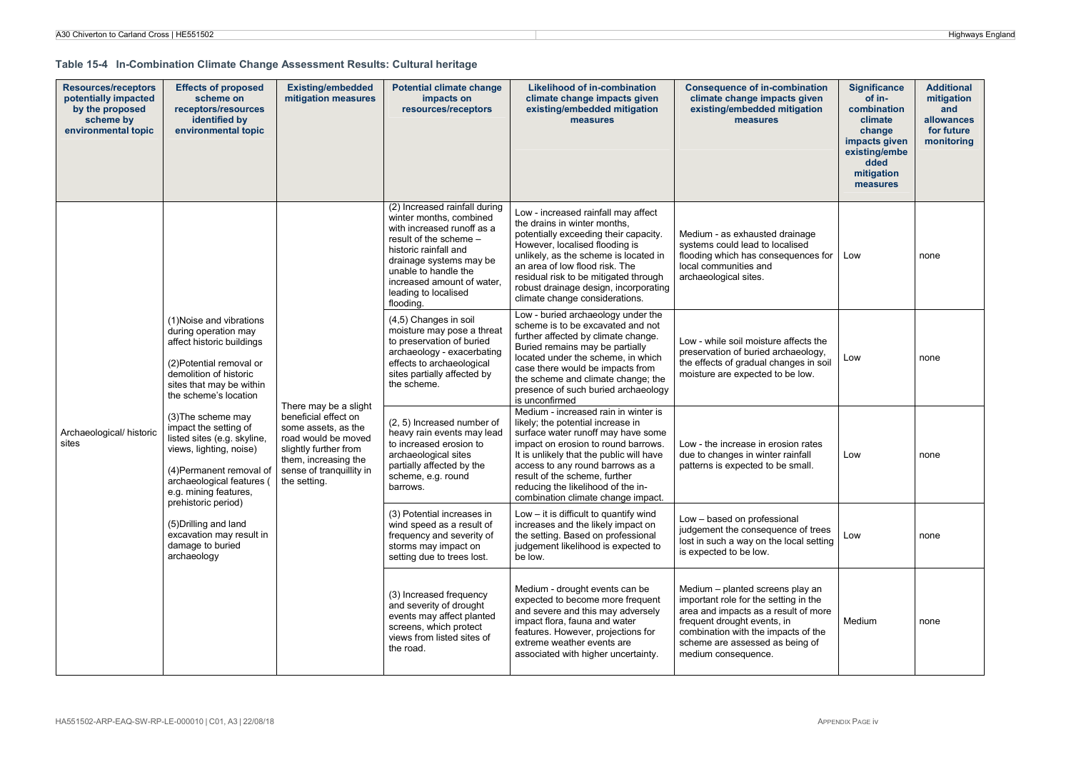### Table 15-4 In-Combination Climate Change Assessment Results: Cultural heritage

| Resources/receptors potentially impacted by the proposed scheme by environmental topic | Effects of proposed scheme on receptors/resources identified by environmental topic | Existing/embedded mitigation measures | Potential climate change impacts on resources/receptors | Likelihood of in-combination climate change impacts given existing/embedded mitigation measures | Consequence of in-combination climate change impacts given existing/embedded mitigation measures | Significance of in-combination climate change impacts given existing/embedded mitigation measures | Additional mitigation and allowances for future monitoring |
|---|---|---|---|---|---|---|---|
| Archaeological/ historic sites | (1)Noise and vibrations during operation may affect historic buildings<br><br>(2)Potential removal or demolition of historic sites that may be within the scheme's location<br><br>(3)The scheme may impact the setting of listed sites (e.g. skyline, views, lighting, noise)<br><br>(4)Permanent removal of archaeological features ( e.g. mining features, prehistoric period)<br><br>(5)Drilling and land excavation may result in damage to buried archaeology | There may be a slight beneficial effect on some assets, as the road would be moved slightly further from them, increasing the sense of tranquillity in the setting. | (2) Increased rainfall during winter months, combined with increased runoff as a result of the scheme – historic rainfall and drainage systems may be unable to handle the increased amount of water, leading to localised flooding. | Low - increased rainfall may affect the drains in winter months, potentially exceeding their capacity. However, localised flooding is unlikely, as the scheme is located in an area of low flood risk. The residual risk to be mitigated through robust drainage design, incorporating climate change considerations. | Medium - as exhausted drainage systems could lead to localised flooding which has consequences for local communities and archaeological sites. | Low | none |
| | | | (4,5) Changes in soil moisture may pose a threat to preservation of buried archaeology - exacerbating effects to archaeological sites partially affected by the scheme. | Low - buried archaeology under the scheme is to be excavated and not further affected by climate change. Buried remains may be partially located under the scheme, in which case there would be impacts from the scheme and climate change; the presence of such buried archaeology is unconfirmed | Low - while soil moisture affects the preservation of buried archaeology, the effects of gradual changes in soil moisture are expected to be low. | Low | none |
| | | | (2, 5) Increased number of heavy rain events may lead to increased erosion to archaeological sites partially affected by the scheme, e.g. round barrows. | Medium - increased rain in winter is likely; the potential increase in surface water runoff may have some impact on erosion to round barrows. It is unlikely that the public will have access to any round barrows as a result of the scheme, further reducing the likelihood of the in-combination climate change impact. | Low - the increase in erosion rates due to changes in winter rainfall patterns is expected to be small. | Low | none |
| | | | (3) Potential increases in wind speed as a result of frequency and severity of storms may impact on setting due to trees lost. | Low – it is difficult to quantify wind increases and the likely impact on the setting. Based on professional judgement likelihood is expected to be low. | Low – based on professional judgement the consequence of trees lost in such a way on the local setting is expected to be low. | Low | none |
| | | | (3) Increased frequency and severity of drought events may affect planted screens, which protect views from listed sites of the road. | Medium - drought events can be expected to become more frequent and severe and this may adversely impact flora, fauna and water features. However, projections for extreme weather events are associated with higher uncertainty. | Medium – planted screens play an important role for the setting in the area and impacts as a result of more frequent drought events, in combination with the impacts of the scheme are assessed as being of medium consequence. | Medium | none |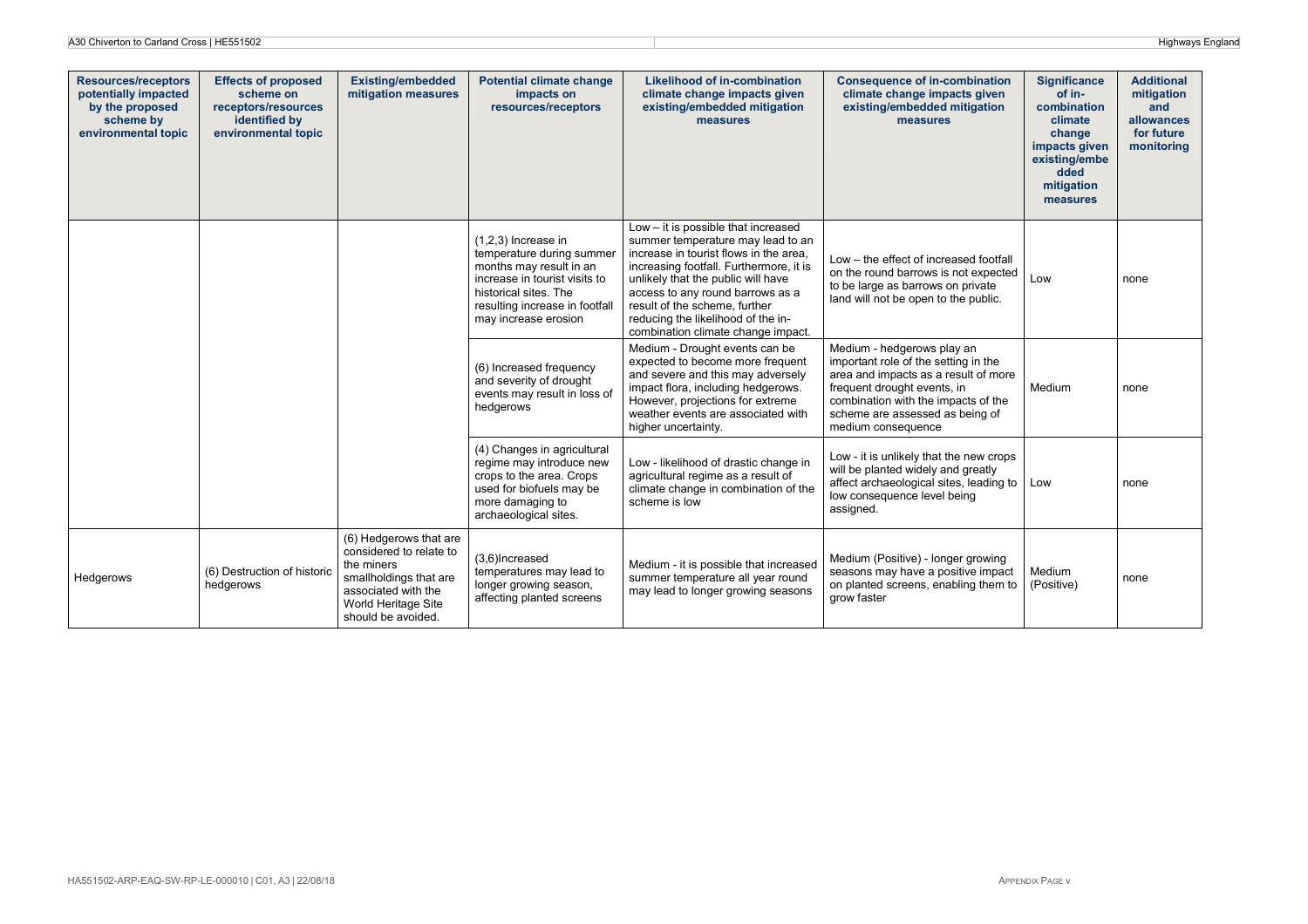| Resources/receptors potentially impacted by the proposed scheme by environmental topic | Effects of proposed scheme on receptors/resources identified by environmental topic | Existing/embedded mitigation measures | Potential climate change impacts on resources/receptors | Likelihood of in-combination climate change impacts given existing/embedded mitigation measures | Consequence of in-combination climate change impacts given existing/embedded mitigation measures | Significance of in-combination climate change impacts given existing/embedded mitigation measures | Additional mitigation and allowances for future monitoring |
|---|---|---|---|---|---|---|---|
| | | | (1,2,3) Increase in temperature during summer months may result in an increase in tourist visits to historical sites. The resulting increase in footfall may increase erosion | Low – it is possible that increased summer temperature may lead to an increase in tourist flows in the area, increasing footfall. Furthermore, it is unlikely that the public will have access to any round barrows as a result of the scheme, further reducing the likelihood of the in-combination climate change impact. | Low – the effect of increased footfall on the round barrows is not expected to be large as barrows on private land will not be open to the public. | Low | none |
| | | | (6) Increased frequency and severity of drought events may result in loss of hedgerows | Medium - Drought events can be expected to become more frequent and severe and this may adversely impact flora, including hedgerows. However, projections for extreme weather events are associated with higher uncertainty. | Medium - hedgerows play an important role of the setting in the area and impacts as a result of more frequent drought events, in combination with the impacts of the scheme are assessed as being of medium consequence | Medium | none |
| | | | (4) Changes in agricultural regime may introduce new crops to the area. Crops used for biofuels may be more damaging to archaeological sites. | Low - likelihood of drastic change in agricultural regime as a result of climate change in combination of the scheme is low | Low - it is unlikely that the new crops will be planted widely and greatly affect archaeological sites, leading to low consequence level being assigned. | Low | none |
| Hedgerows | (6) Destruction of historic hedgerows | (6) Hedgerows that are considered to relate to the miners smallholdings that are associated with the World Heritage Site should be avoided. | (3,6)Increased temperatures may lead to longer growing season, affecting planted screens | Medium - it is possible that increased summer temperature all year round may lead to longer growing seasons | Medium (Positive) - longer growing seasons may have a positive impact on planted screens, enabling them to grow faster | Medium (Positive) | none |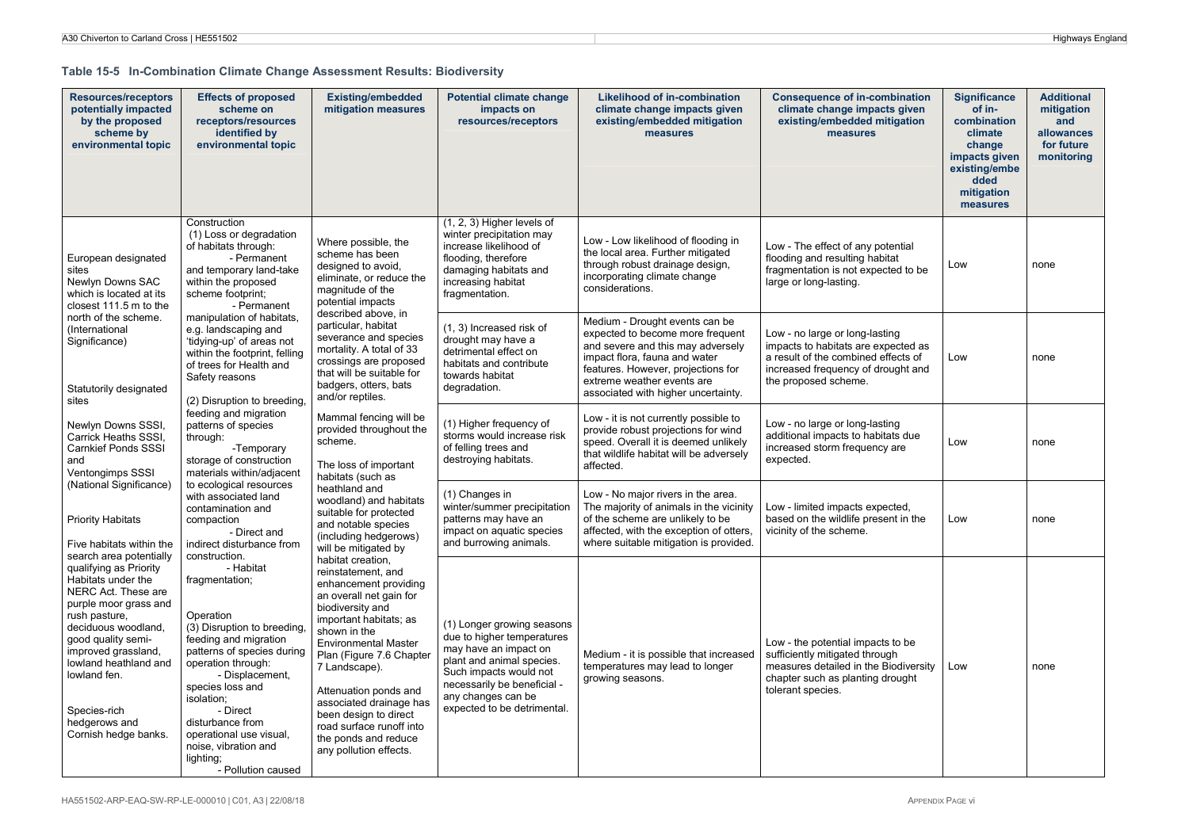**Table 15-5 In-Combination Climate Change Assessment Results: Biodiversity**

| Resources/receptors potentially impacted by the proposed scheme by environmental topic | Effects of proposed scheme on receptors/resources identified by environmental topic | Existing/embedded mitigation measures | Potential climate change impacts on resources/receptors | Likelihood of in-combination climate change impacts given existing/embedded mitigation measures | Consequence of in-combination climate change impacts given existing/embedded mitigation measures | Significance of in-combination climate change impacts given existing/embedded mitigation measures | Additional mitigation and allowances for future monitoring |
|---|---|---|---|---|---|---|---|
| European designated sites<br>Newlyn Downs SAC which is located at its closest 111.5 m to the north of the scheme. (International Significance)<br><br>Statutorily designated sites<br><br>Newlyn Downs SSSI, Carrick Heaths SSSI, Carnkief Ponds SSSI and Ventongimps SSSI (National Significance)<br><br>Priority Habitats<br><br>Five habitats within the search area potentially qualifying as Priority Habitats under the NERC Act. These are purple moor grass and rush pasture, deciduous woodland, good quality semi-improved grassland, lowland heathland and lowland fen.<br><br>Species-rich hedgerows and Cornish hedge banks. | Construction<br>(1) Loss or degradation of habitats through:<br>- Permanent and temporary land-take within the proposed scheme footprint;<br>- Permanent manipulation of habitats, e.g. landscaping and 'tidying-up' of areas not within the footprint, felling of trees for Health and Safety reasons<br><br>(2) Disruption to breeding, feeding and migration patterns of species through:<br>-Temporary storage of construction materials within/adjacent to ecological resources with associated land contamination and compaction<br>- Direct and indirect disturbance from construction.<br>- Habitat fragmentation;<br><br>Operation<br>(3) Disruption to breeding, feeding and migration patterns of species during operation through:<br>- Displacement, species loss and isolation;<br>- Direct disturbance from operational use visual, noise, vibration and lighting;<br>- Pollution caused | Where possible, the scheme has been designed to avoid, eliminate, or reduce the magnitude of the potential impacts described above, in particular, habitat severance and species mortality. A total of 33 crossings are proposed that will be suitable for badgers, otters, bats and/or reptiles.<br><br>Mammal fencing will be provided throughout the scheme.<br><br>The loss of important habitats (such as heathland and woodland) and habitats suitable for protected and notable species (including hedgerows) will be mitigated by habitat creation, reinstatement, and enhancement providing an overall net gain for biodiversity and important habitats; as shown in the Environmental Master Plan (Figure 7.6 Chapter 7 Landscape).<br><br>Attenuation ponds and associated drainage has been design to direct road surface runoff into the ponds and reduce any pollution effects. | (1, 2, 3) Higher levels of winter precipitation may increase likelihood of flooding, therefore damaging habitats and increasing habitat fragmentation. | Low - Low likelihood of flooding in the local area. Further mitigated through robust drainage design, incorporating climate change considerations. | Low - The effect of any potential flooding and resulting habitat fragmentation is not expected to be large or long-lasting. | Low | none |
| | | | (1, 3) Increased risk of drought may have a detrimental effect on habitats and contribute towards habitat degradation. | Medium - Drought events can be expected to become more frequent and severe and this may adversely impact flora, fauna and water features. However, projections for extreme weather events are associated with higher uncertainty. | Low - no large or long-lasting impacts to habitats are expected as a result of the combined effects of increased frequency of drought and the proposed scheme. | Low | none |
| | | | (1) Higher frequency of storms would increase risk of felling trees and destroying habitats. | Low - it is not currently possible to provide robust projections for wind speed. Overall it is deemed unlikely that wildlife habitat will be adversely affected. | Low - no large or long-lasting additional impacts to habitats due increased storm frequency are expected. | Low | none |
| | | | (1) Changes in winter/summer precipitation patterns may have an impact on aquatic species and burrowing animals. | Low - No major rivers in the area. The majority of animals in the vicinity of the scheme are unlikely to be affected, with the exception of otters, where suitable mitigation is provided. | Low - limited impacts expected, based on the wildlife present in the vicinity of the scheme. | Low | none |
| | | | (1) Longer growing seasons due to higher temperatures may have an impact on plant and animal species. Such impacts would not necessarily be beneficial - any changes can be expected to be detrimental. | Medium - it is possible that increased temperatures may lead to longer growing seasons. | Low - the potential impacts to be sufficiently mitigated through measures detailed in the Biodiversity chapter such as planting drought tolerant species. | Low | none |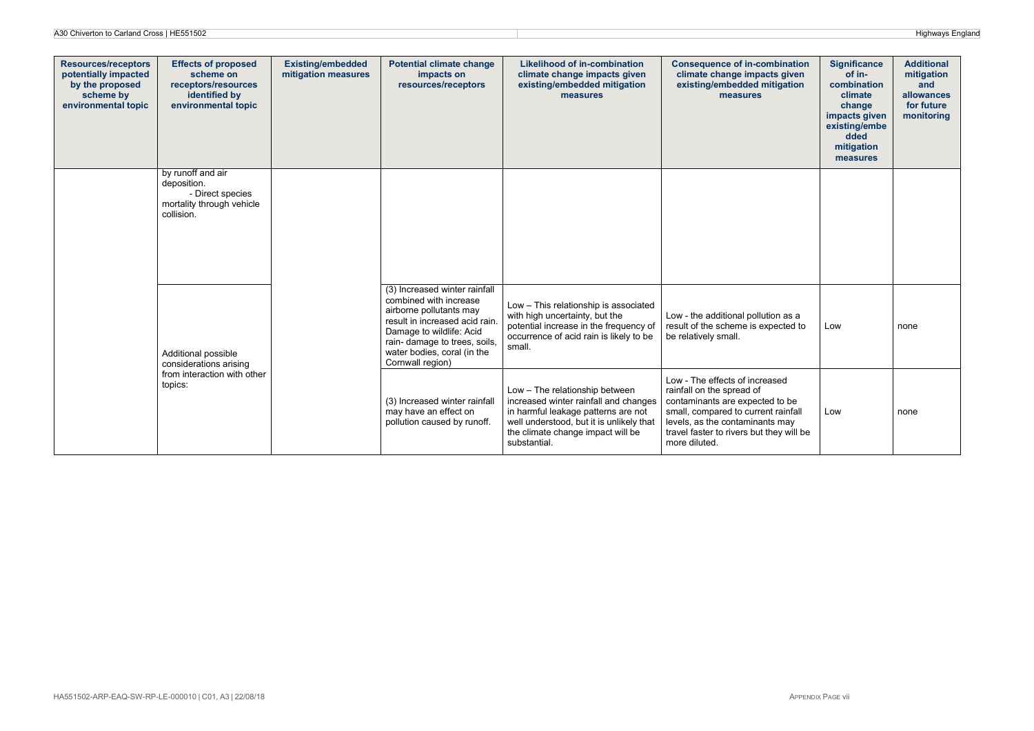| Resources/receptors potentially impacted by the proposed scheme by environmental topic | Effects of proposed scheme on receptors/resources identified by environmental topic | Existing/embedded mitigation measures | Potential climate change impacts on resources/receptors | Likelihood of in-combination climate change impacts given existing/embedded mitigation measures | Consequence of in-combination climate change impacts given existing/embedded mitigation measures | Significance of in-combination climate change impacts given existing/embedded mitigation measures | Additional mitigation and allowances for future monitoring |
|---|---|---|---|---|---|---|---|
| | by runoff and air deposition.<br>- Direct species mortality through vehicle collision. | | | | | | |
| | Additional possible considerations arising from interaction with other topics: | | (3) Increased winter rainfall combined with increase airborne pollutants may result in increased acid rain. Damage to wildlife: Acid rain- damage to trees, soils, water bodies, coral (in the Cornwall region) | Low – This relationship is associated with high uncertainty, but the potential increase in the frequency of occurrence of acid rain is likely to be small. | Low - the additional pollution as a result of the scheme is expected to be relatively small. | Low | none |
| | | | (3) Increased winter rainfall may have an effect on pollution caused by runoff. | Low – The relationship between increased winter rainfall and changes in harmful leakage patterns are not well understood, but it is unlikely that the climate change impact will be substantial. | Low - The effects of increased rainfall on the spread of contaminants are expected to be small, compared to current rainfall levels, as the contaminants may travel faster to rivers but they will be more diluted. | Low | none |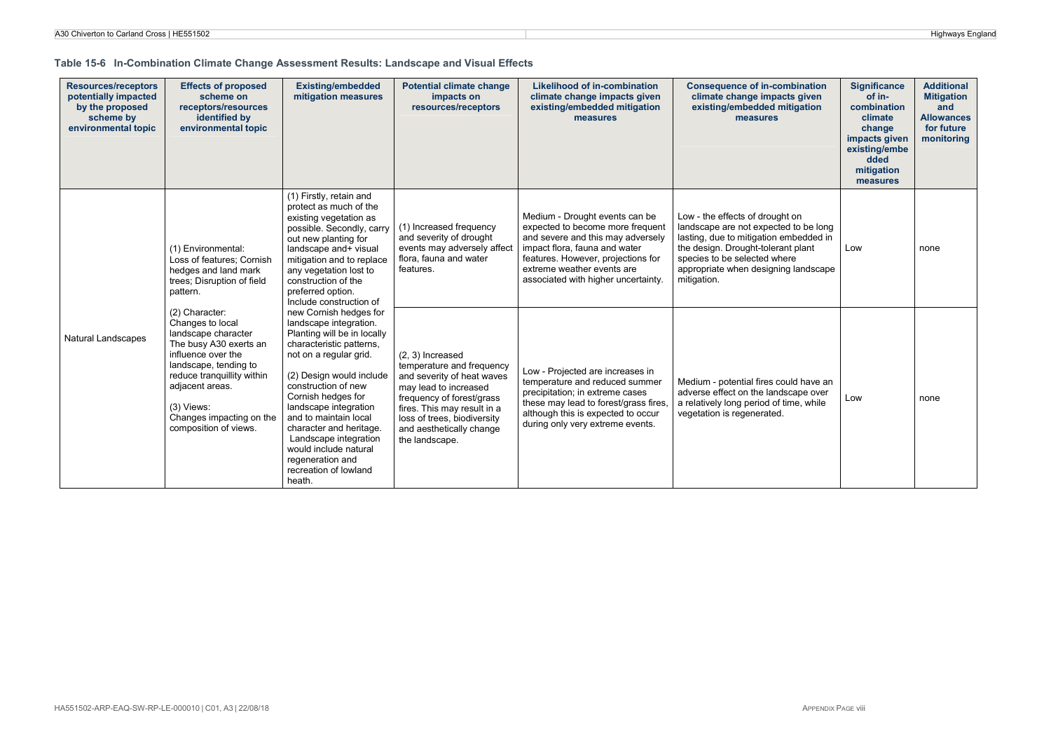**Table 15-6 In-Combination Climate Change Assessment Results: Landscape and Visual Effects**

| Resources/receptors potentially impacted by the proposed scheme by environmental topic | Effects of proposed scheme on receptors/resources identified by environmental topic | Existing/embedded mitigation measures | Potential climate change impacts on resources/receptors | Likelihood of in-combination climate change impacts given existing/embedded mitigation measures | Consequence of in-combination climate change impacts given existing/embedded mitigation measures | Significance of in-combination climate change impacts given existing/embedded mitigation measures | Additional Mitigation and Allowances for future monitoring |
|---|---|---|---|---|---|---|---|
| Natural Landscapes | (1) Environmental: Loss of features; Cornish hedges and land mark trees; Disruption of field pattern.<br><br>(2) Character: Changes to local landscape character The busy A30 exerts an influence over the landscape, tending to reduce tranquillity within adjacent areas.<br><br>(3) Views: Changes impacting on the composition of views. | (1) Firstly, retain and protect as much of the existing vegetation as possible. Secondly, carry out new planting for landscape and+ visual mitigation and to replace any vegetation lost to construction of the preferred option. Include construction of new Cornish hedges for landscape integration. Planting will be in locally characteristic patterns, not on a regular grid.<br><br>(2) Design would include construction of new Cornish hedges for landscape integration and to maintain local character and heritage. Landscape integration would include natural regeneration and recreation of lowland heath. | (1) Increased frequency and severity of drought events may adversely affect flora, fauna and water features. | Medium - Drought events can be expected to become more frequent and severe and this may adversely impact flora, fauna and water features. However, projections for extreme weather events are associated with higher uncertainty. | Low - the effects of drought on landscape are not expected to be long lasting, due to mitigation embedded in the design. Drought-tolerant plant species to be selected where appropriate when designing landscape mitigation. | Low | none |
| | | | (2, 3) Increased temperature and frequency and severity of heat waves may lead to increased frequency of forest/grass fires. This may result in a loss of trees, biodiversity and aesthetically change the landscape. | Low - Projected are increases in temperature and reduced summer precipitation; in extreme cases these may lead to forest/grass fires, although this is expected to occur during only very extreme events. | Medium - potential fires could have an adverse effect on the landscape over a relatively long period of time, while vegetation is regenerated. | Low | none |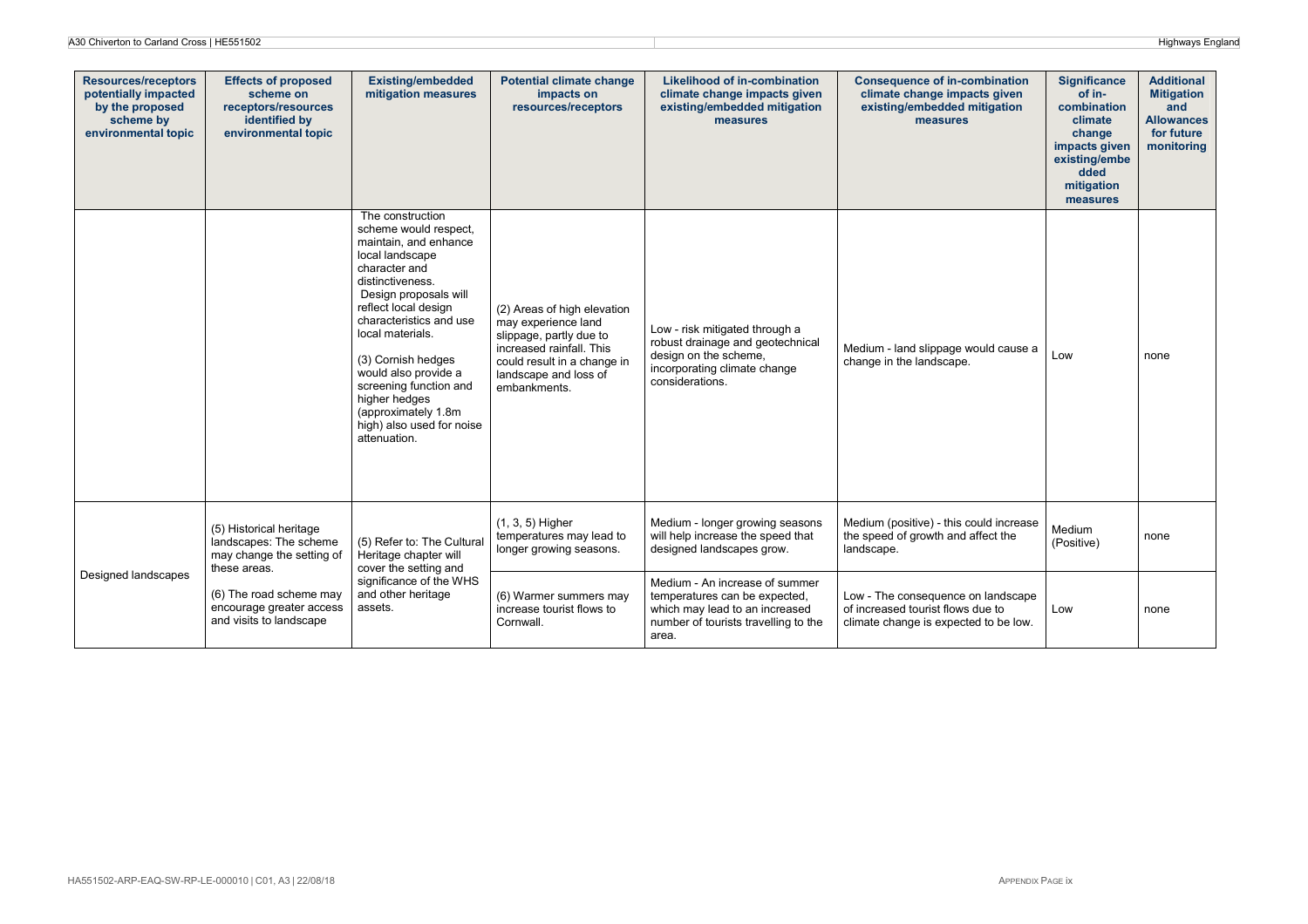| Resources/receptors potentially impacted by the proposed scheme by environmental topic | Effects of proposed scheme on receptors/resources identified by environmental topic | Existing/embedded mitigation measures | Potential climate change impacts on resources/receptors | Likelihood of in-combination climate change impacts given existing/embedded mitigation measures | Consequence of in-combination climate change impacts given existing/embedded mitigation measures | Significance of in-combination climate change impacts given existing/embedded mitigation measures | Additional Mitigation and Allowances for future monitoring |
|---|---|---|---|---|---|---|---|
| | | The construction scheme would respect, maintain, and enhance local landscape character and distinctiveness. Design proposals will reflect local design characteristics and use local materials.<br><br>(3) Cornish hedges would also provide a screening function and higher hedges (approximately 1.8m high) also used for noise attenuation. | (2) Areas of high elevation may experience land slippage, partly due to increased rainfall. This could result in a change in landscape and loss of embankments. | Low - risk mitigated through a robust drainage and geotechnical design on the scheme, incorporating climate change considerations. | Medium - land slippage would cause a change in the landscape. | Low | none |
| Designed landscapes | (5) Historical heritage landscapes: The scheme may change the setting of these areas.<br><br>(6) The road scheme may encourage greater access and visits to landscape | (5) Refer to: The Cultural Heritage chapter will cover the setting and significance of the WHS and other heritage assets. | (1, 3, 5) Higher temperatures may lead to longer growing seasons. | Medium - longer growing seasons will help increase the speed that designed landscapes grow. | Medium (positive) - this could increase the speed of growth and affect the landscape. | Medium (Positive) | none |
| | | | (6) Warmer summers may increase tourist flows to Cornwall. | Medium - An increase of summer temperatures can be expected, which may lead to an increased number of tourists travelling to the area. | Low - The consequence on landscape of increased tourist flows due to climate change is expected to be low. | Low | none |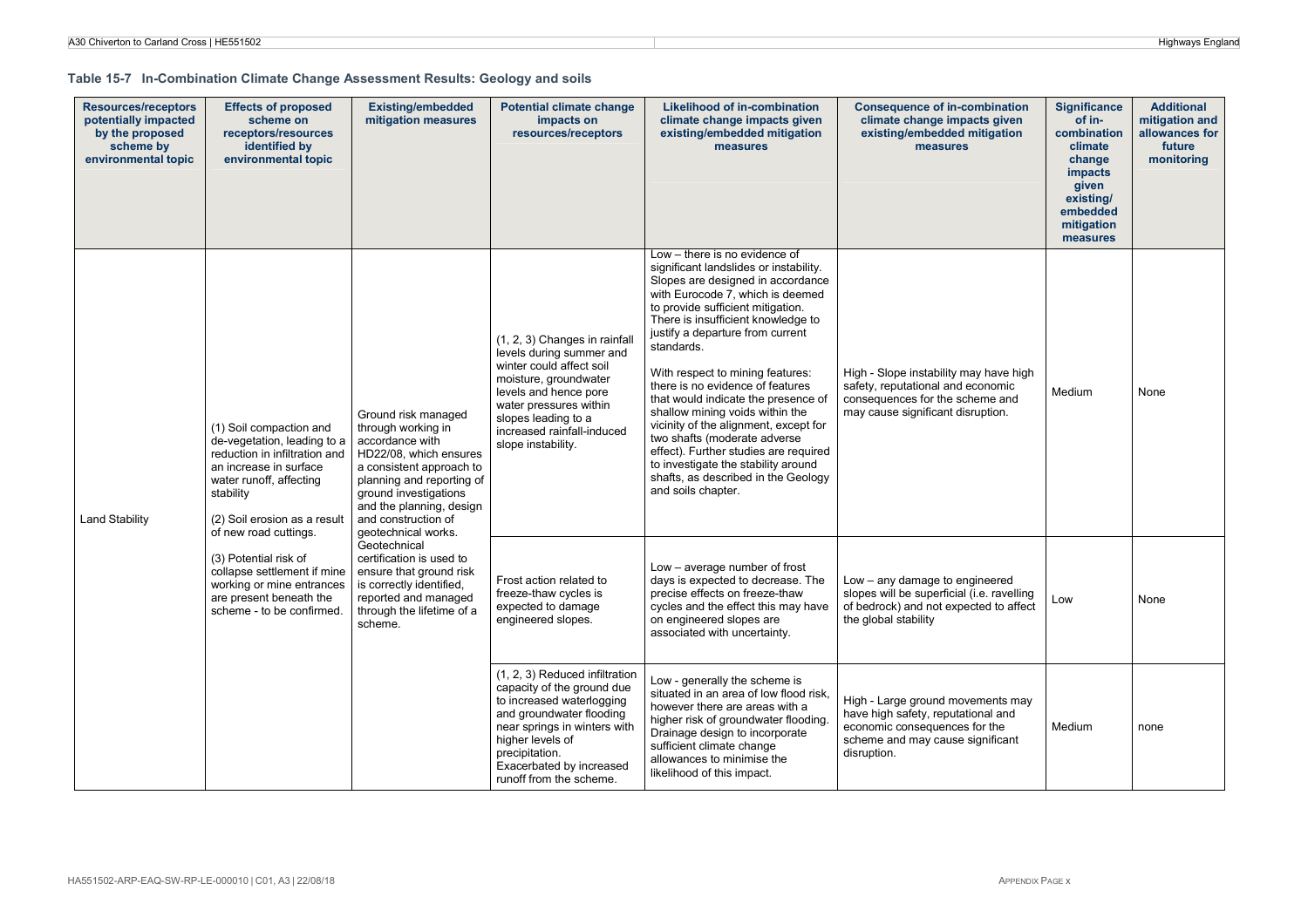**Table 15-7 In-Combination Climate Change Assessment Results: Geology and soils**

| Resources/receptors potentially impacted by the proposed scheme by environmental topic | Effects of proposed scheme on receptors/resources identified by environmental topic | Existing/embedded mitigation measures | Potential climate change impacts on resources/receptors | Likelihood of in-combination climate change impacts given existing/embedded mitigation measures | Consequence of in-combination climate change impacts given existing/embedded mitigation measures | Significance of in-combination climate change impacts given existing/ embedded mitigation measures | Additional mitigation and allowances for future monitoring |
|---|---|---|---|---|---|---|---|
| Land Stability | (1) Soil compaction and de-vegetation, leading to a reduction in infiltration and an increase in surface water runoff, affecting stability<br><br>(2) Soil erosion as a result of new road cuttings.<br><br>(3) Potential risk of collapse settlement if mine working or mine entrances are present beneath the scheme - to be confirmed. | Ground risk managed through working in accordance with HD22/08, which ensures a consistent approach to planning and reporting of ground investigations and the planning, design and construction of geotechnical works. Geotechnical certification is used to ensure that ground risk is correctly identified, reported and managed through the lifetime of a scheme. | (1, 2, 3) Changes in rainfall levels during summer and winter could affect soil moisture, groundwater levels and hence pore water pressures within slopes leading to a increased rainfall-induced slope instability. | Low – there is no evidence of significant landslides or instability. Slopes are designed in accordance with Eurocode 7, which is deemed to provide sufficient mitigation. There is insufficient knowledge to justify a departure from current standards.<br><br>With respect to mining features: there is no evidence of features that would indicate the presence of shallow mining voids within the vicinity of the alignment, except for two shafts (moderate adverse effect). Further studies are required to investigate the stability around shafts, as described in the Geology and soils chapter. | High - Slope instability may have high safety, reputational and economic consequences for the scheme and may cause significant disruption. | Medium | None |
| | | | Frost action related to freeze-thaw cycles is expected to damage engineered slopes. | Low – average number of frost days is expected to decrease. The precise effects on freeze-thaw cycles and the effect this may have on engineered slopes are associated with uncertainty. | Low – any damage to engineered slopes will be superficial (i.e. ravelling of bedrock) and not expected to affect the global stability | Low | None |
| | | | (1, 2, 3) Reduced infiltration capacity of the ground due to increased waterlogging and groundwater flooding near springs in winters with higher levels of precipitation. Exacerbated by increased runoff from the scheme. | Low - generally the scheme is situated in an area of low flood risk, however there are areas with a higher risk of groundwater flooding. Drainage design to incorporate sufficient climate change allowances to minimise the likelihood of this impact. | High - Large ground movements may have high safety, reputational and economic consequences for the scheme and may cause significant disruption. | Medium | none |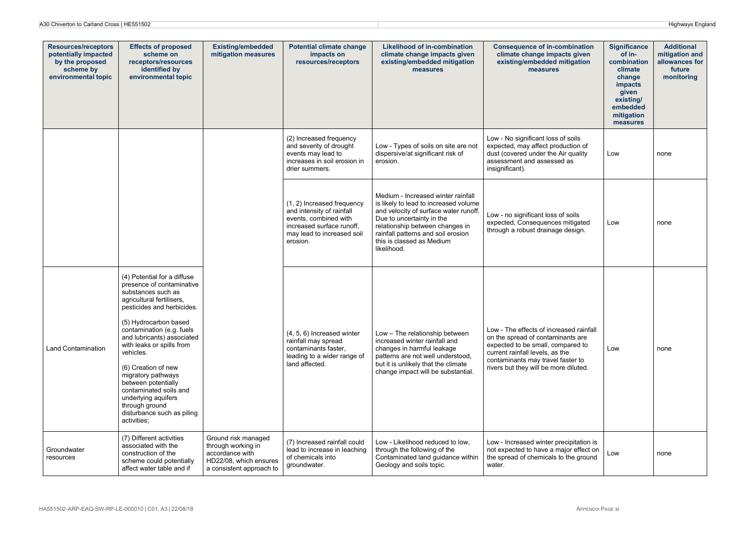| Resources/receptors potentially impacted by the proposed scheme by environmental topic | Effects of proposed scheme on receptors/resources identified by environmental topic | Existing/embedded mitigation measures | Potential climate change impacts on resources/receptors | Likelihood of in-combination climate change impacts given existing/embedded mitigation measures | Consequence of in-combination climate change impacts given existing/embedded mitigation measures | Significance of in-combination climate change impacts given existing/ embedded mitigation measures | Additional mitigation and allowances for future monitoring |
|---|---|---|---|---|---|---|---|
| | | | (2) Increased frequency and severity of drought events may lead to increases in soil erosion in drier summers. | Low - Types of soils on site are not dispersive/at significant risk of erosion. | Low - No significant loss of soils expected, may affect production of dust (covered under the Air quality assessment and assessed as insignificant). | Low | none |
| | | | (1, 2) Increased frequency and intensity of rainfall events, combined with increased surface runoff, may lead to increased soil erosion. | Medium - Increased winter rainfall is likely to lead to increased volume and velocity of surface water runoff. Due to uncertainty in the relationship between changes in rainfall patterns and soil erosion this is classed as Medium likelihood. | Low - no significant loss of soils expected, Consequences mitigated through a robust drainage design. | Low | none |
| Land Contamination | (4) Potential for a diffuse presence of contaminative substances such as agricultural fertilisers, pesticides and herbicides.<br><br>(5) Hydrocarbon based contamination (e.g. fuels and lubricants) associated with leaks or spills from vehicles.<br><br>(6) Creation of new migratory pathways between potentially contaminated soils and underlying aquifers through ground disturbance such as piling activities; | | (4, 5, 6) Increased winter rainfall may spread contaminants faster, leading to a wider range of land affected. | Low – The relationship between increased winter rainfall and changes in harmful leakage patterns are not well understood, but it is unlikely that the climate change impact will be substantial. | Low - The effects of increased rainfall on the spread of contaminants are expected to be small, compared to current rainfall levels, as the contaminants may travel faster to rivers but they will be more diluted. | Low | none |
| Groundwater resources | (7) Different activities associated with the construction of the scheme could potentially affect water table and if | Ground risk managed through working in accordance with HD22/08, which ensures a consistent approach to | (7) Increased rainfall could lead to increase in leaching of chemicals into groundwater. | Low - Likelihood reduced to low, through the following of the Contaminated land guidance within Geology and soils topic. | Low - Increased winter precipitation is not expected to have a major effect on the spread of chemicals to the ground water. | Low | none |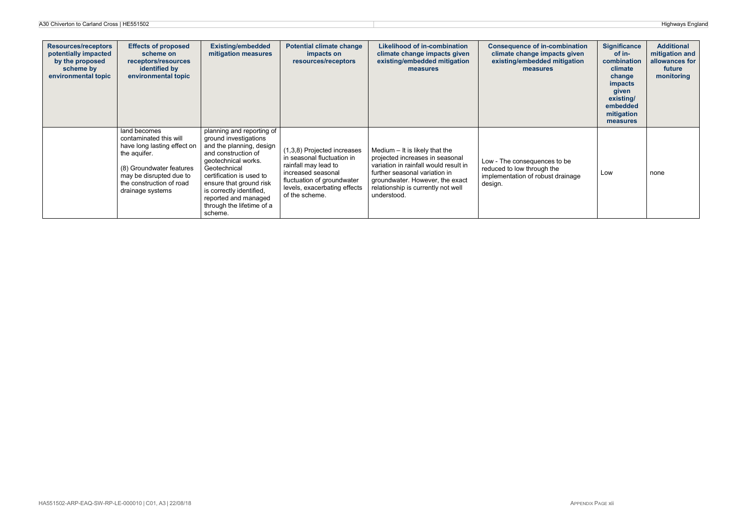| Resources/receptors potentially impacted by the proposed scheme by environmental topic | Effects of proposed scheme on receptors/resources identified by environmental topic | Existing/embedded mitigation measures | Potential climate change impacts on resources/receptors | Likelihood of in-combination climate change impacts given existing/embedded mitigation measures | Consequence of in-combination climate change impacts given existing/embedded mitigation measures | Significance of in-combination climate change impacts given existing/ embedded mitigation measures | Additional mitigation and allowances for future monitoring |
|---|---|---|---|---|---|---|---|
| | land becomes contaminated this will have long lasting effect on the aquifer.<br><br>(8) Groundwater features may be disrupted due to the construction of road drainage systems | planning and reporting of ground investigations and the planning, design and construction of geotechnical works. Geotechnical certification is used to ensure that ground risk is correctly identified, reported and managed through the lifetime of a scheme. | (1,3,8) Projected increases in seasonal fluctuation in rainfall may lead to increased seasonal fluctuation of groundwater levels, exacerbating effects of the scheme. | Medium – It is likely that the projected increases in seasonal variation in rainfall would result in further seasonal variation in groundwater. However, the exact relationship is currently not well understood. | Low - The consequences to be reduced to low through the implementation of robust drainage design. | Low | none |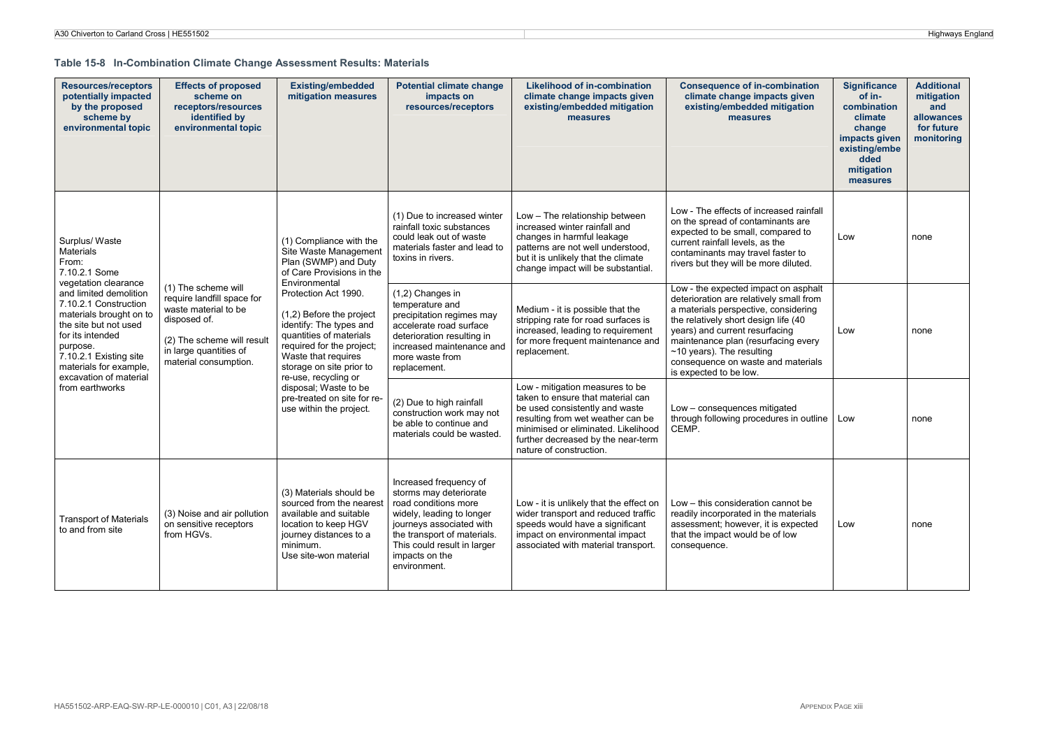### Table 15-8 In-Combination Climate Change Assessment Results: Materials

| Resources/receptors potentially impacted by the proposed scheme by environmental topic | Effects of proposed scheme on receptors/resources identified by environmental topic | Existing/embedded mitigation measures | Potential climate change impacts on resources/receptors | Likelihood of in-combination climate change impacts given existing/embedded mitigation measures | Consequence of in-combination climate change impacts given existing/embedded mitigation measures | Significance of in-combination climate change impacts given existing/embedded mitigation measures | Additional mitigation and allowances for future monitoring |
|---|---|---|---|---|---|---|---|
| Surplus/ Waste Materials From: 7.10.2.1 Some vegetation clearance and limited demolition 7.10.2.1 Construction materials brought on to the site but not used for its intended purpose. 7.10.2.1 Existing site materials for example, excavation of material from earthworks | (1) The scheme will require landfill space for waste material to be disposed of. (2) The scheme will result in large quantities of material consumption. | (1) Compliance with the Site Waste Management Plan (SWMP) and Duty of Care Provisions in the Environmental Protection Act 1990. (1,2) Before the project identify: The types and quantities of materials required for the project; Waste that requires storage on site prior to re-use, recycling or disposal; Waste to be pre-treated on site for re-use within the project. | (1) Due to increased winter rainfall toxic substances could leak out of waste materials faster and lead to toxins in rivers. | Low – The relationship between increased winter rainfall and changes in harmful leakage patterns are not well understood, but it is unlikely that the climate change impact will be substantial. | Low - The effects of increased rainfall on the spread of contaminants are expected to be small, compared to current rainfall levels, as the contaminants may travel faster to rivers but they will be more diluted. | Low | none |
| | | | (1,2) Changes in temperature and precipitation regimes may accelerate road surface deterioration resulting in increased maintenance and more waste from replacement. | Medium - it is possible that the stripping rate for road surfaces is increased, leading to requirement for more frequent maintenance and replacement. | Low - the expected impact on asphalt deterioration are relatively small from a materials perspective, considering the relatively short design life (40 years) and current resurfacing maintenance plan (resurfacing every ~10 years). The resulting consequence on waste and materials is expected to be low. | Low | none |
| | | | (2) Due to high rainfall construction work may not be able to continue and materials could be wasted. | Low - mitigation measures to be taken to ensure that material can be used consistently and waste resulting from wet weather can be minimised or eliminated. Likelihood further decreased by the near-term nature of construction. | Low – consequences mitigated through following procedures in outline CEMP. | Low | none |
| Transport of Materials to and from site | (3) Noise and air pollution on sensitive receptors from HGVs. | (3) Materials should be sourced from the nearest available and suitable location to keep HGV journey distances to a minimum. Use site-won material | Increased frequency of storms may deteriorate road conditions more widely, leading to longer journeys associated with the transport of materials. This could result in larger impacts on the environment. | Low - it is unlikely that the effect on wider transport and reduced traffic speeds would have a significant impact on environmental impact associated with material transport. | Low – this consideration cannot be readily incorporated in the materials assessment; however, it is expected that the impact would be of low consequence. | Low | none |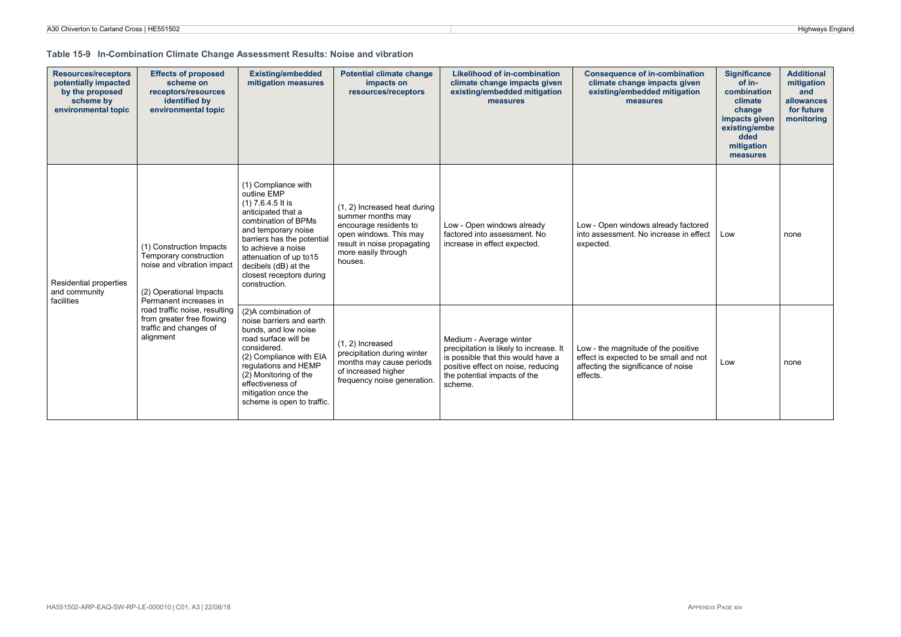**Table 15-9 In-Combination Climate Change Assessment Results: Noise and vibration**

| Resources/receptors potentially impacted by the proposed scheme by environmental topic | Effects of proposed scheme on receptors/resources identified by environmental topic | Existing/embedded mitigation measures | Potential climate change impacts on resources/receptors | Likelihood of in-combination climate change impacts given existing/embedded mitigation measures | Consequence of in-combination climate change impacts given existing/embedded mitigation measures | Significance of in-combination climate change impacts given existing/embedded mitigation measures | Additional mitigation and allowances for future monitoring |
|---|---|---|---|---|---|---|---|
| Residential properties and community facilities | (1) Construction Impacts Temporary construction noise and vibration impact<br><br>(2) Operational Impacts Permanent increases in road traffic noise, resulting from greater free flowing traffic and changes of alignment | (1) Compliance with outline EMP<br>(1) 7.6.4.5 It is anticipated that a combination of BPMs and temporary noise barriers has the potential to achieve a noise attenuation of up to15 decibels (dB) at the closest receptors during construction. | (1, 2) Increased heat during summer months may encourage residents to open windows. This may result in noise propagating more easily through houses. | Low - Open windows already factored into assessment. No increase in effect expected. | Low - Open windows already factored into assessment. No increase in effect expected. | Low | none |
| | | (2)A combination of noise barriers and earth bunds, and low noise road surface will be considered.<br>(2) Compliance with EIA regulations and HEMP<br>(2) Monitoring of the effectiveness of mitigation once the scheme is open to traffic. | (1, 2) Increased precipitation during winter months may cause periods of increased higher frequency noise generation. | Medium - Average winter precipitation is likely to increase. It is possible that this would have a positive effect on noise, reducing the potential impacts of the scheme. | Low - the magnitude of the positive effect is expected to be small and not affecting the significance of noise effects. | Low | none |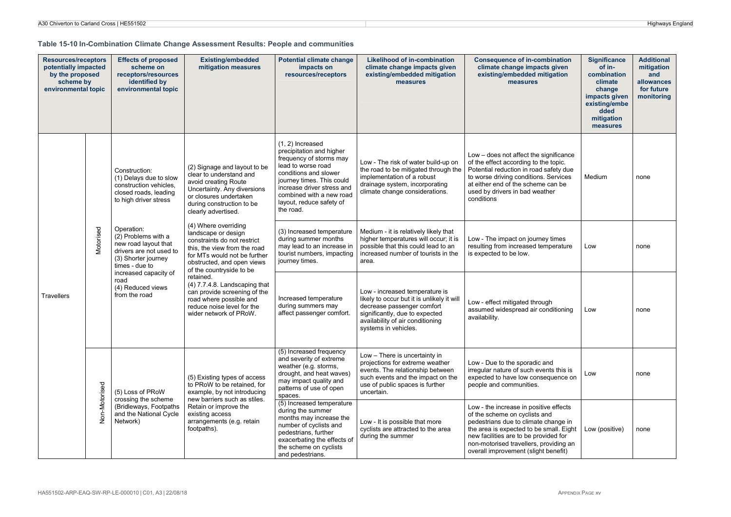**Table 15-10 In-Combination Climate Change Assessment Results: People and communities**

| Resources/receptors potentially impacted by the proposed scheme by environmental topic | | Effects of proposed scheme on receptors/resources identified by environmental topic | Existing/embedded mitigation measures | Potential climate change impacts on resources/receptors | Likelihood of in-combination climate change impacts given existing/embedded mitigation measures | Consequence of in-combination climate change impacts given existing/embedded mitigation measures | Significance of in-combination climate change impacts given existing/embedded mitigation measures | Additional mitigation and allowances for future monitoring |
|---|---|---|---|---|---|---|---|---|
| Travellers | Motorised | Construction: (1) Delays due to slow construction vehicles, closed roads, leading to high driver stress | (2) Signage and layout to be clear to understand and avoid creating Route Uncertainty. Any diversions or closures undertaken during construction to be clearly advertised. | (1, 2) Increased precipitation and higher frequency of storms may lead to worse road conditions and slower journey times. This could increase driver stress and combined with a new road layout, reduce safety of the road. | Low - The risk of water build-up on the road to be mitigated through the implementation of a robust drainage system, incorporating climate change considerations. | Low – does not affect the significance of the effect according to the topic. Potential reduction in road safety due to worse driving conditions. Services at either end of the scheme can be used by drivers in bad weather conditions | Medium | none |
| | | Operation: (2) Problems with a new road layout that drivers are not used to (3) Shorter journey times - due to increased capacity of road (4) Reduced views from the road | (4) Where overriding landscape or design constraints do not restrict this, the view from the road for MTs would not be further obstructed, and open views of the countryside to be retained. (4) 7.7.4.8. Landscaping that can provide screening of the road where possible and reduce noise level for the wider network of PRoW. | (3) Increased temperature during summer months may lead to an increase in tourist numbers, impacting journey times. | Medium - it is relatively likely that higher temperatures will occur; it is possible that this could lead to an increased number of tourists in the area. | Low - The impact on journey times resulting from increased temperature is expected to be low. | Low | none |
| | | | | Increased temperature during summers may affect passenger comfort. | Low - increased temperature is likely to occur but it is unlikely it will decrease passenger comfort significantly, due to expected availability of air conditioning systems in vehicles. | Low - effect mitigated through assumed widespread air conditioning availability. | Low | none |
| | Non-Motorised | (5) Loss of PRoW crossing the scheme (Bridleways, Footpaths and the National Cycle Network) | (5) Existing types of access to PRoW to be retained, for example, by not introducing new barriers such as stiles. Retain or improve the existing access arrangements (e.g. retain footpaths). | (5) Increased frequency and severity of extreme weather (e.g. storms, drought, and heat waves) may impact quality and patterns of use of open spaces. | Low – There is uncertainty in projections for extreme weather events. The relationship between such events and the impact on the use of public spaces is further uncertain. | Low - Due to the sporadic and irregular nature of such events this is expected to have low consequence on people and communities. | Low | none |
| | | | | (5) Increased temperature during the summer months may increase the number of cyclists and pedestrians, further exacerbating the effects of the scheme on cyclists and pedestrians. | Low - It is possible that more cyclists are attracted to the area during the summer | Low - the increase in positive effects of the scheme on cyclists and pedestrians due to climate change in the area is expected to be small. Eight new facilities are to be provided for non-motorised travellers, providing an overall improvement (slight benefit) | Low (positive) | none |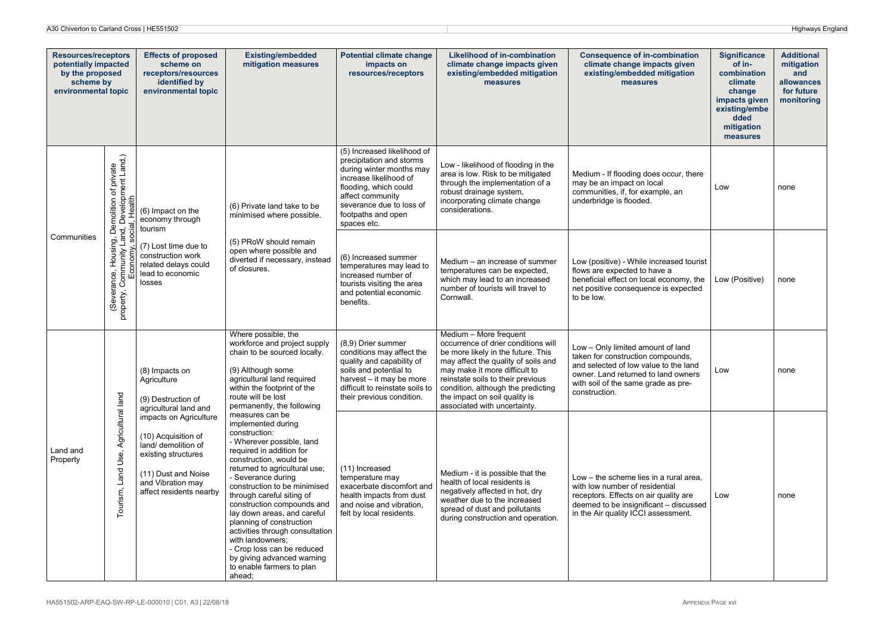| Resources/receptors potentially impacted by the proposed scheme by environmental topic | | Effects of proposed scheme on receptors/resources identified by environmental topic | Existing/embedded mitigation measures | Potential climate change impacts on resources/receptors | Likelihood of in-combination climate change impacts given existing/embedded mitigation measures | Consequence of in-combination climate change impacts given existing/embedded mitigation measures | Significance of in-combination climate change impacts given existing/embedded mitigation measures | Additional mitigation and allowances for future monitoring |
|---|---|---|---|---|---|---|---|---|
| Communities | (Severance, Housing, Demolition of private property, Community Land, Development Land,) Economy, social, Health | (6) Impact on the economy through tourism<br><br>(7) Lost time due to construction work related delays could lead to economic losses | (6) Private land take to be minimised where possible.<br><br>(5) PRoW should remain open where possible and diverted if necessary, instead of closures. | (5) Increased likelihood of precipitation and storms during winter months may increase likelihood of flooding, which could affect community severance due to loss of footpaths and open spaces etc. | Low - likelihood of flooding in the area is low. Risk to be mitigated through the implementation of a robust drainage system, incorporating climate change considerations. | Medium - If flooding does occur, there may be an impact on local communities, if, for example, an underbridge is flooded. | Low | none |
| | | | | (6) Increased summer temperatures may lead to increased number of tourists visiting the area and potential economic benefits. | Medium – an increase of summer temperatures can be expected, which may lead to an increased number of tourists will travel to Cornwall. | Low (positive) - While increased tourist flows are expected to have a beneficial effect on local economy, the net positive consequence is expected to be low. | Low (Positive) | none |
| Land and Property | Tourism, Land Use, Agricultural land | (8) Impacts on Agriculture<br><br>(9) Destruction of agricultural land and impacts on Agriculture<br><br>(10) Acquisition of land/ demolition of existing structures<br><br>(11) Dust and Noise and Vibration may affect residents nearby | Where possible, the workforce and project supply chain to be sourced locally.<br><br>(9) Although some agricultural land required within the footprint of the route will be lost permanently, the following measures can be implemented during construction:<br>- Wherever possible, land required in addition for construction, would be returned to agricultural use;<br>- Severance during construction to be minimised through careful siting of construction compounds and lay down areas, and careful planning of construction activities through consultation with landowners;<br>- Crop loss can be reduced by giving advanced warning to enable farmers to plan ahead; | (8,9) Drier summer conditions may affect the quality and capability of soils and potential to harvest – it may be more difficult to reinstate soils to their previous condition. | Medium – More frequent occurrence of drier conditions will be more likely in the future. This may affect the quality of soils and may make it more difficult to reinstate soils to their previous condition, although the predicting the impact on soil quality is associated with uncertainty. | Low – Only limited amount of land taken for construction compounds, and selected of low value to the land owner. Land returned to land owners with soil of the same grade as pre-construction. | Low | none |
| | | | | (11) Increased temperature may exacerbate discomfort and health impacts from dust and noise and vibration, felt by local residents. | Medium - it is possible that the health of local residents is negatively affected in hot, dry weather due to the increased spread of dust and pollutants during construction and operation. | Low – the scheme lies in a rural area, with low number of residential receptors. Effects on air quality are deemed to be insignificant – discussed in the Air quality ICCI assessment. | Low | none |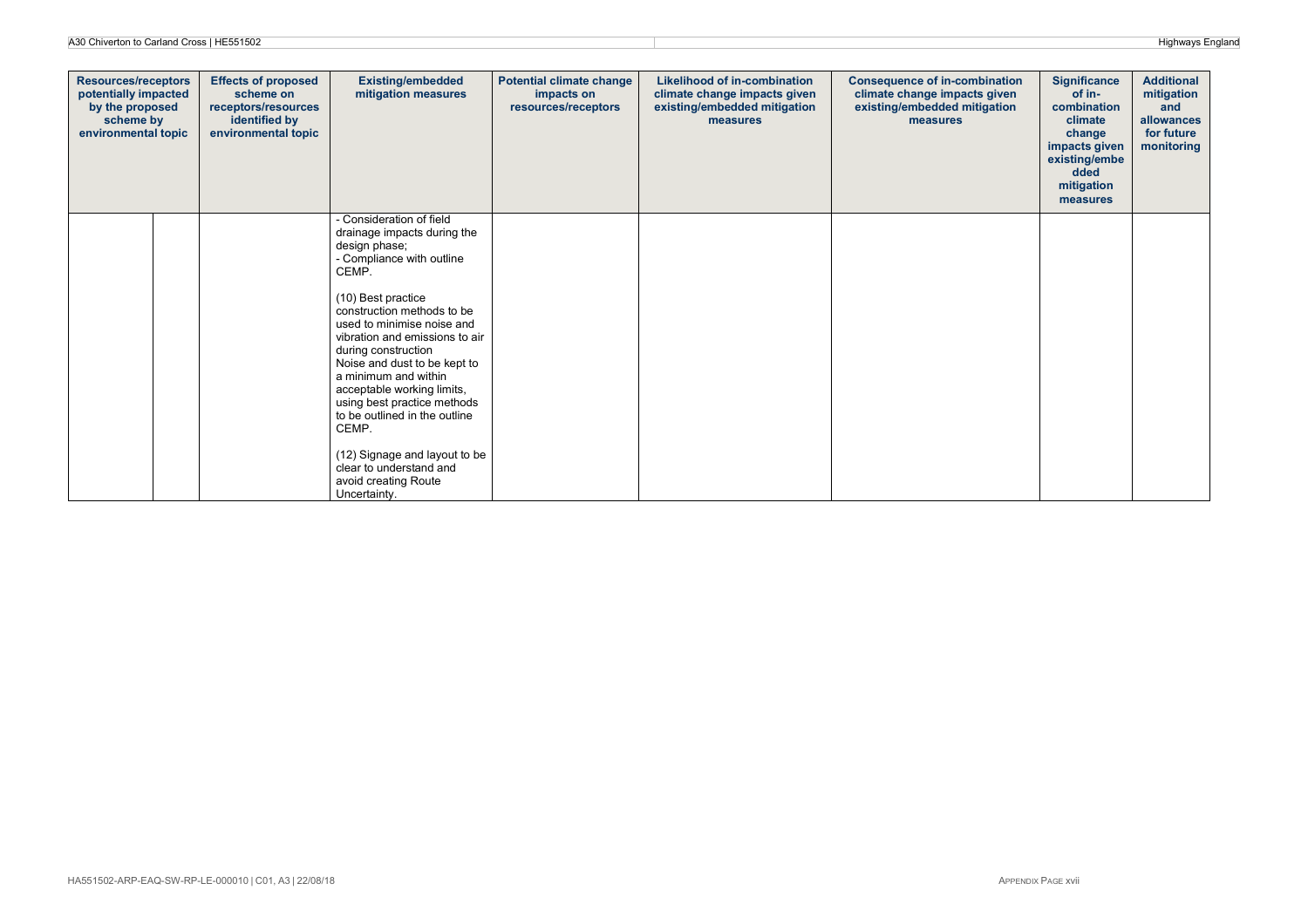| Resources/receptors potentially impacted by the proposed scheme by environmental topic | | Effects of proposed scheme on receptors/resources identified by environmental topic | Existing/embedded mitigation measures | Potential climate change impacts on resources/receptors | Likelihood of in-combination climate change impacts given existing/embedded mitigation measures | Consequence of in-combination climate change impacts given existing/embedded mitigation measures | Significance of in-combination climate change impacts given existing/embedded mitigation measures | Additional mitigation and allowances for future monitoring |
|---|---|---|---|---|---|---|---|---|
| | | | - Consideration of field drainage impacts during the design phase;<br>- Compliance with outline CEMP.<br><br>(10) Best practice construction methods to be used to minimise noise and vibration and emissions to air during construction<br>Noise and dust to be kept to a minimum and within acceptable working limits, using best practice methods to be outlined in the outline CEMP.<br><br>(12) Signage and layout to be clear to understand and avoid creating Route Uncertainty. | | | | | |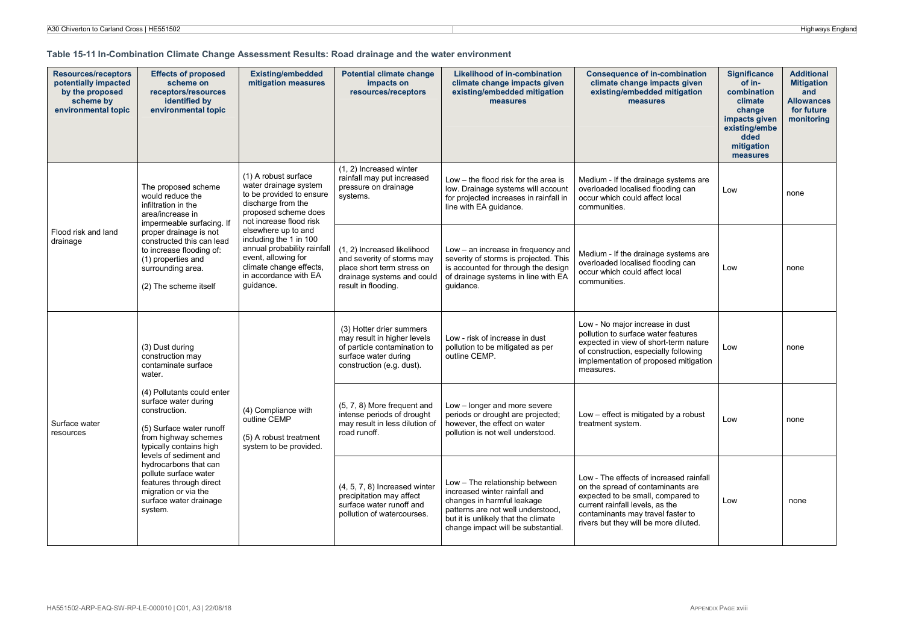**Table 15-11 In-Combination Climate Change Assessment Results: Road drainage and the water environment**

| Resources/receptors potentially impacted by the proposed scheme by environmental topic | Effects of proposed scheme on receptors/resources identified by environmental topic | Existing/embedded mitigation measures | Potential climate change impacts on resources/receptors | Likelihood of in-combination climate change impacts given existing/embedded mitigation measures | Consequence of in-combination climate change impacts given existing/embedded mitigation measures | Significance of in-combination climate change impacts given existing/embedded mitigation measures | Additional Mitigation and Allowances for future monitoring |
|---|---|---|---|---|---|---|---|
| Flood risk and land drainage | The proposed scheme would reduce the infiltration in the area/increase in impermeable surfacing. If proper drainage is not constructed this can lead to increase flooding of: (1) properties and surrounding area. (2) The scheme itself | (1) A robust surface water drainage system to be provided to ensure discharge from the proposed scheme does not increase flood risk elsewhere up to and including the 1 in 100 annual probability rainfall event, allowing for climate change effects, in accordance with EA guidance. | (1, 2) Increased winter rainfall may put increased pressure on drainage systems. | Low – the flood risk for the area is low. Drainage systems will account for projected increases in rainfall in line with EA guidance. | Medium - If the drainage systems are overloaded localised flooding can occur which could affect local communities. | Low | none |
| | | | (1, 2) Increased likelihood and severity of storms may place short term stress on drainage systems and could result in flooding. | Low – an increase in frequency and severity of storms is projected. This is accounted for through the design of drainage systems in line with EA guidance. | Medium - If the drainage systems are overloaded localised flooding can occur which could affect local communities. | Low | none |
| Surface water resources | (3) Dust during construction may contaminate surface water. (4) Pollutants could enter surface water during construction. (5) Surface water runoff from highway schemes typically contains high levels of sediment and hydrocarbons that can pollute surface water features through direct migration or via the surface water drainage system. | (4) Compliance with outline CEMP (5) A robust treatment system to be provided. | (3) Hotter drier summers may result in higher levels of particle contamination to surface water during construction (e.g. dust). | Low - risk of increase in dust pollution to be mitigated as per outline CEMP. | Low - No major increase in dust pollution to surface water features expected in view of short-term nature of construction, especially following implementation of proposed mitigation measures. | Low | none |
| | | | (5, 7, 8) More frequent and intense periods of drought may result in less dilution of road runoff. | Low – longer and more severe periods or drought are projected; however, the effect on water pollution is not well understood. | Low – effect is mitigated by a robust treatment system. | Low | none |
| | | | (4, 5, 7, 8) Increased winter precipitation may affect surface water runoff and pollution of watercourses. | Low – The relationship between increased winter rainfall and changes in harmful leakage patterns are not well understood, but it is unlikely that the climate change impact will be substantial. | Low - The effects of increased rainfall on the spread of contaminants are expected to be small, compared to current rainfall levels, as the contaminants may travel faster to rivers but they will be more diluted. | Low | none |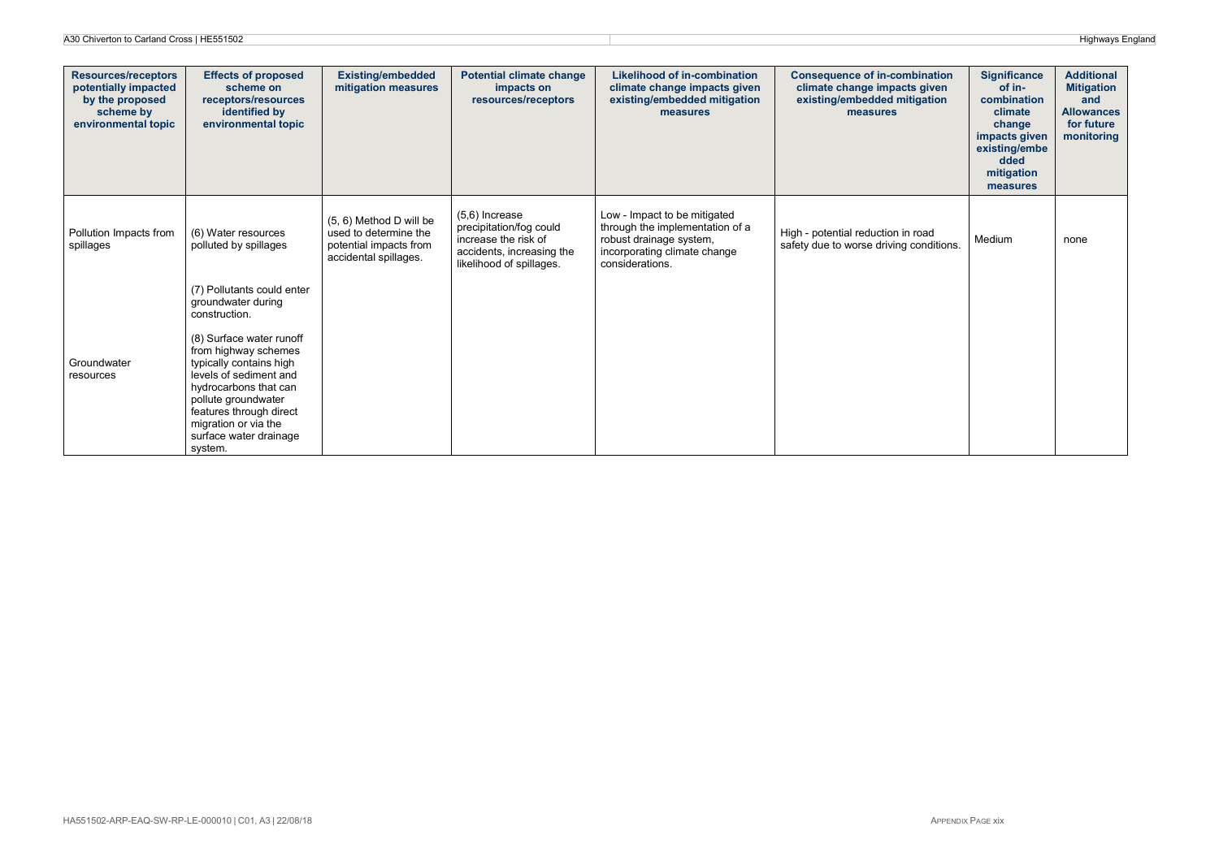| Resources/receptors potentially impacted by the proposed scheme by environmental topic | Effects of proposed scheme on receptors/resources identified by environmental topic | Existing/embedded mitigation measures | Potential climate change impacts on resources/receptors | Likelihood of in-combination climate change impacts given existing/embedded mitigation measures | Consequence of in-combination climate change impacts given existing/embedded mitigation measures | Significance of in-combination climate change impacts given existing/embedded mitigation measures | Additional Mitigation and Allowances for future monitoring |
|---|---|---|---|---|---|---|---|
| Pollution Impacts from spillages | (6) Water resources polluted by spillages | (5, 6) Method D will be used to determine the potential impacts from accidental spillages. | (5,6) Increase precipitation/fog could increase the risk of accidents, increasing the likelihood of spillages. | Low - Impact to be mitigated through the implementation of a robust drainage system, incorporating climate change considerations. | High - potential reduction in road safety due to worse driving conditions. | Medium | none |
| Groundwater resources | (7) Pollutants could enter groundwater during construction.<br><br>(8) Surface water runoff from highway schemes typically contains high levels of sediment and hydrocarbons that can pollute groundwater features through direct migration or via the surface water drainage system. | | | | | | |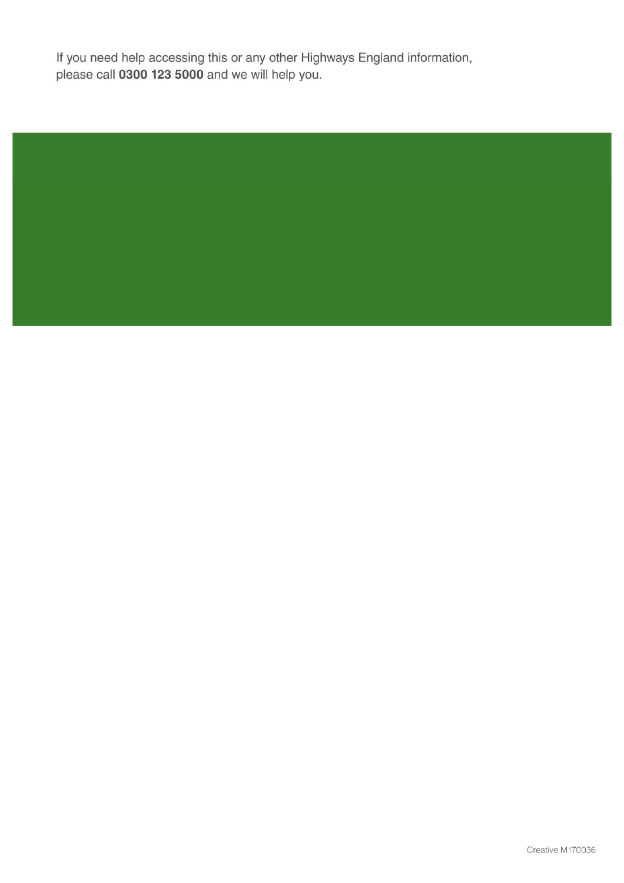If you need help accessing this or any other Highways England information, please call **0300 123 5000** and we will help you.

Creative M170036